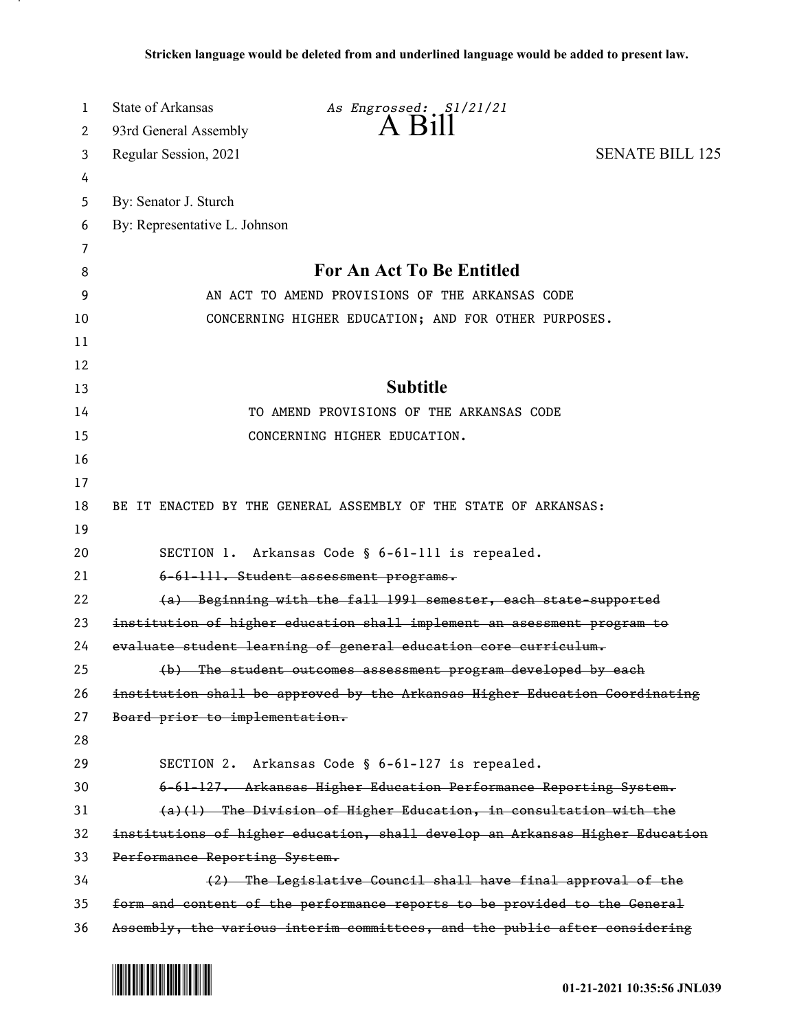**Stricken language would be deleted from and underlined language would be added to present law.**

State of Arkansas
93rd General Assembly
Regular Session, 2021

*As Engrossed: S1/21/21*

# A Bill

SENATE BILL 125

By: Senator J. Sturch
By: Representative L. Johnson

## For An Act To Be Entitled

AN ACT TO AMEND PROVISIONS OF THE ARKANSAS CODE CONCERNING HIGHER EDUCATION; AND FOR OTHER PURPOSES.

## Subtitle

TO AMEND PROVISIONS OF THE ARKANSAS CODE CONCERNING HIGHER EDUCATION.

BE IT ENACTED BY THE GENERAL ASSEMBLY OF THE STATE OF ARKANSAS:

SECTION 1. Arkansas Code § 6-61-111 is repealed.

~~6-61-111. Student assessment programs.~~

~~(a) Beginning with the fall 1991 semester, each state-supported institution of higher education shall implement an asessment program to evaluate student learning of general education core curriculum.~~

~~(b) The student outcomes assessment program developed by each institution shall be approved by the Arkansas Higher Education Coordinating Board prior to implementation.~~

SECTION 2. Arkansas Code § 6-61-127 is repealed.

~~6-61-127. Arkansas Higher Education Performance Reporting System.~~

~~(a)(1) The Division of Higher Education, in consultation with the institutions of higher education, shall develop an Arkansas Higher Education Performance Reporting System.~~

~~(2) The Legislative Council shall have final approval of the form and content of the performance reports to be provided to the General Assembly, the various interim committees, and the public after considering~~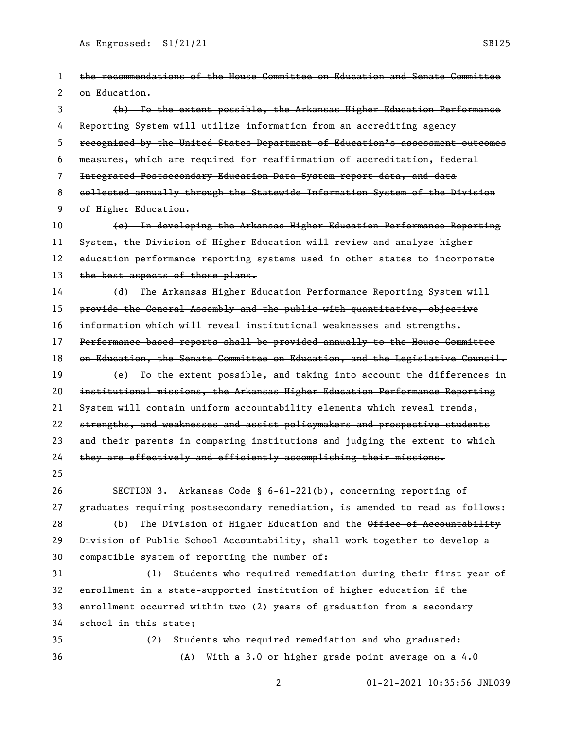~~the recommendations of the House Committee on Education and Senate Committee on Education.~~

~~(b) To the extent possible, the Arkansas Higher Education Performance Reporting System will utilize information from an accrediting agency recognized by the United States Department of Education's assessment outcomes measures, which are required for reaffirmation of accreditation, federal Integrated Postsecondary Education Data System report data, and data collected annually through the Statewide Information System of the Division of Higher Education.~~

~~(c) In developing the Arkansas Higher Education Performance Reporting System, the Division of Higher Education will review and analyze higher education performance reporting systems used in other states to incorporate the best aspects of those plans.~~

~~(d) The Arkansas Higher Education Performance Reporting System will provide the General Assembly and the public with quantitative, objective information which will reveal institutional weaknesses and strengths. Performance-based reports shall be provided annually to the House Committee on Education, the Senate Committee on Education, and the Legislative Council.~~

~~(e) To the extent possible, and taking into account the differences in institutional missions, the Arkansas Higher Education Performance Reporting System will contain uniform accountability elements which reveal trends, strengths, and weaknesses and assist policymakers and prospective students and their parents in comparing institutions and judging the extent to which they are effectively and efficiently accomplishing their missions.~~

SECTION 3. Arkansas Code § 6-61-221(b), concerning reporting of graduates requiring postsecondary remediation, is amended to read as follows:

(b) The Division of Higher Education and the ~~Office of Accountability~~ <u>Division of Public School Accountability,</u> shall work together to develop a compatible system of reporting the number of:

(1) Students who required remediation during their first year of enrollment in a state-supported institution of higher education if the enrollment occurred within two (2) years of graduation from a secondary school in this state;

(2) Students who required remediation and who graduated:

(A) With a 3.0 or higher grade point average on a 4.0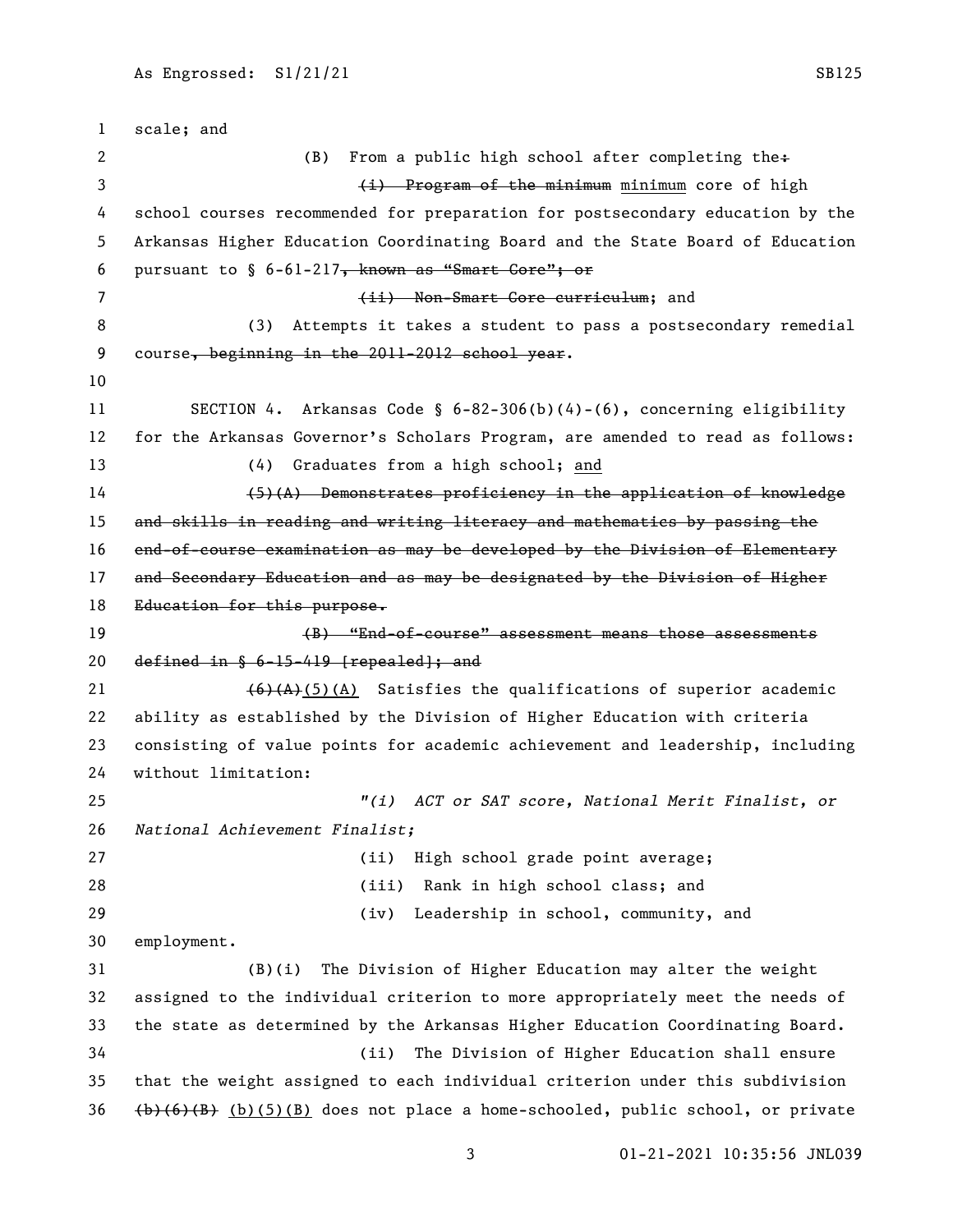scale; and

(B) From a public high school after completing the~~:~~

~~(i) Program of the minimum~~ minimum core of high school courses recommended for preparation for postsecondary education by the Arkansas Higher Education Coordinating Board and the State Board of Education pursuant to § 6-61-217~~, known as "Smart Core"; or~~

~~(ii) Non-Smart Core curriculum~~; and

(3) Attempts it takes a student to pass a postsecondary remedial course~~, beginning in the 2011-2012 school year~~.

SECTION 4. Arkansas Code § 6-82-306(b)(4)-(6), concerning eligibility for the Arkansas Governor's Scholars Program, are amended to read as follows:

(4) Graduates from a high school; and

~~(5)(A) Demonstrates proficiency in the application of knowledge and skills in reading and writing literacy and mathematics by passing the end-of-course examination as may be developed by the Division of Elementary and Secondary Education and as may be designated by the Division of Higher Education for this purpose.~~

~~(B) "End-of-course" assessment means those assessments defined in § 6-15-419 [repealed]; and~~

~~(6)(A)~~(5)(A) Satisfies the qualifications of superior academic ability as established by the Division of Higher Education with criteria consisting of value points for academic achievement and leadership, including without limitation:

*"(i) ACT or SAT score, National Merit Finalist, or National Achievement Finalist;*

(ii) High school grade point average;

(iii) Rank in high school class; and

(iv) Leadership in school, community, and employment.

(B)(i) The Division of Higher Education may alter the weight assigned to the individual criterion to more appropriately meet the needs of the state as determined by the Arkansas Higher Education Coordinating Board.

(ii) The Division of Higher Education shall ensure that the weight assigned to each individual criterion under this subdivision ~~(b)(6)(B)~~ (b)(5)(B) does not place a home-schooled, public school, or private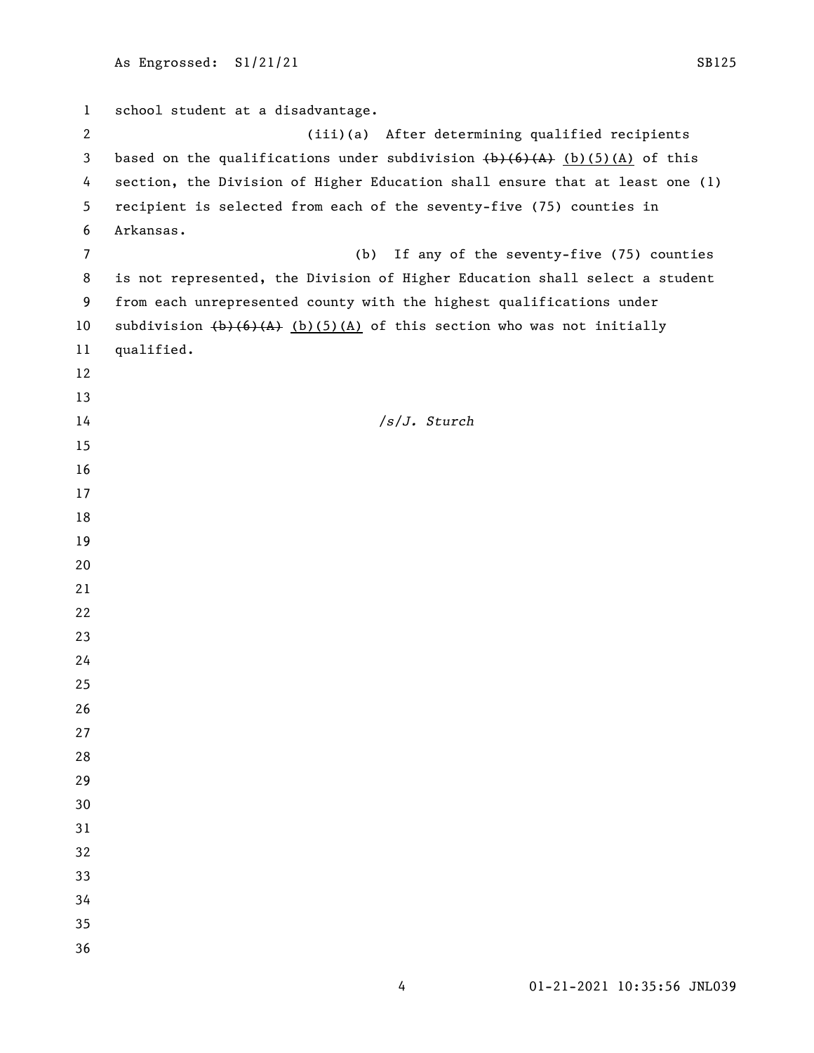school student at a disadvantage.

(iii)(a) After determining qualified recipients based on the qualifications under subdivision ~~(b)(6)(A)~~ <u>(b)(5)(A)</u> of this section, the Division of Higher Education shall ensure that at least one (1) recipient is selected from each of the seventy-five (75) counties in Arkansas.

(b) If any of the seventy-five (75) counties is not represented, the Division of Higher Education shall select a student from each unrepresented county with the highest qualifications under subdivision ~~(b)(6)(A)~~ <u>(b)(5)(A)</u> of this section who was not initially qualified.

*/s/J. Sturch*